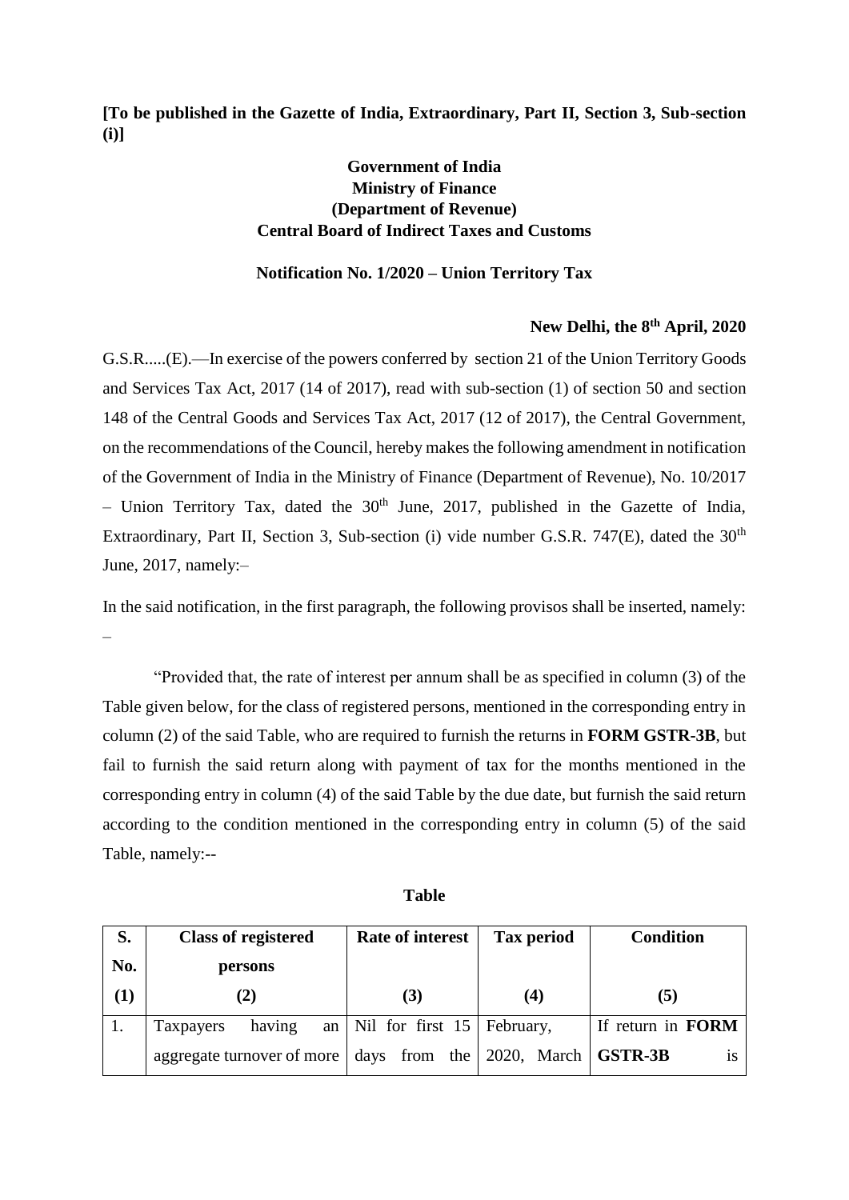**[To be published in the Gazette of India, Extraordinary, Part II, Section 3, Sub-section (i)]**

**Government of India**
**Ministry of Finance**
**(Department of Revenue)**
**Central Board of Indirect Taxes and Customs**

**Notification No. 1/2020 – Union Territory Tax**

**New Delhi, the 8th April, 2020**

G.S.R.....(E).—In exercise of the powers conferred by section 21 of the Union Territory Goods and Services Tax Act, 2017 (14 of 2017), read with sub-section (1) of section 50 and section 148 of the Central Goods and Services Tax Act, 2017 (12 of 2017), the Central Government, on the recommendations of the Council, hereby makes the following amendment in notification of the Government of India in the Ministry of Finance (Department of Revenue), No. 10/2017 – Union Territory Tax, dated the 30th June, 2017, published in the Gazette of India, Extraordinary, Part II, Section 3, Sub-section (i) vide number G.S.R. 747(E), dated the 30th June, 2017, namely:–

In the said notification, in the first paragraph, the following provisos shall be inserted, namely: –

"Provided that, the rate of interest per annum shall be as specified in column (3) of the Table given below, for the class of registered persons, mentioned in the corresponding entry in column (2) of the said Table, who are required to furnish the returns in **FORM GSTR-3B**, but fail to furnish the said return along with payment of tax for the months mentioned in the corresponding entry in column (4) of the said Table by the due date, but furnish the said return according to the condition mentioned in the corresponding entry in column (5) of the said Table, namely:--

**Table**

| S. No. | Class of registered persons | Rate of interest | Tax period | Condition |
|---|---|---|---|---|
| (1) | (2) | (3) | (4) | (5) |
| 1. | Taxpayers having an aggregate turnover of more | Nil for first 15 days from the | February, 2020, March | If return in **FORM GSTR-3B** is |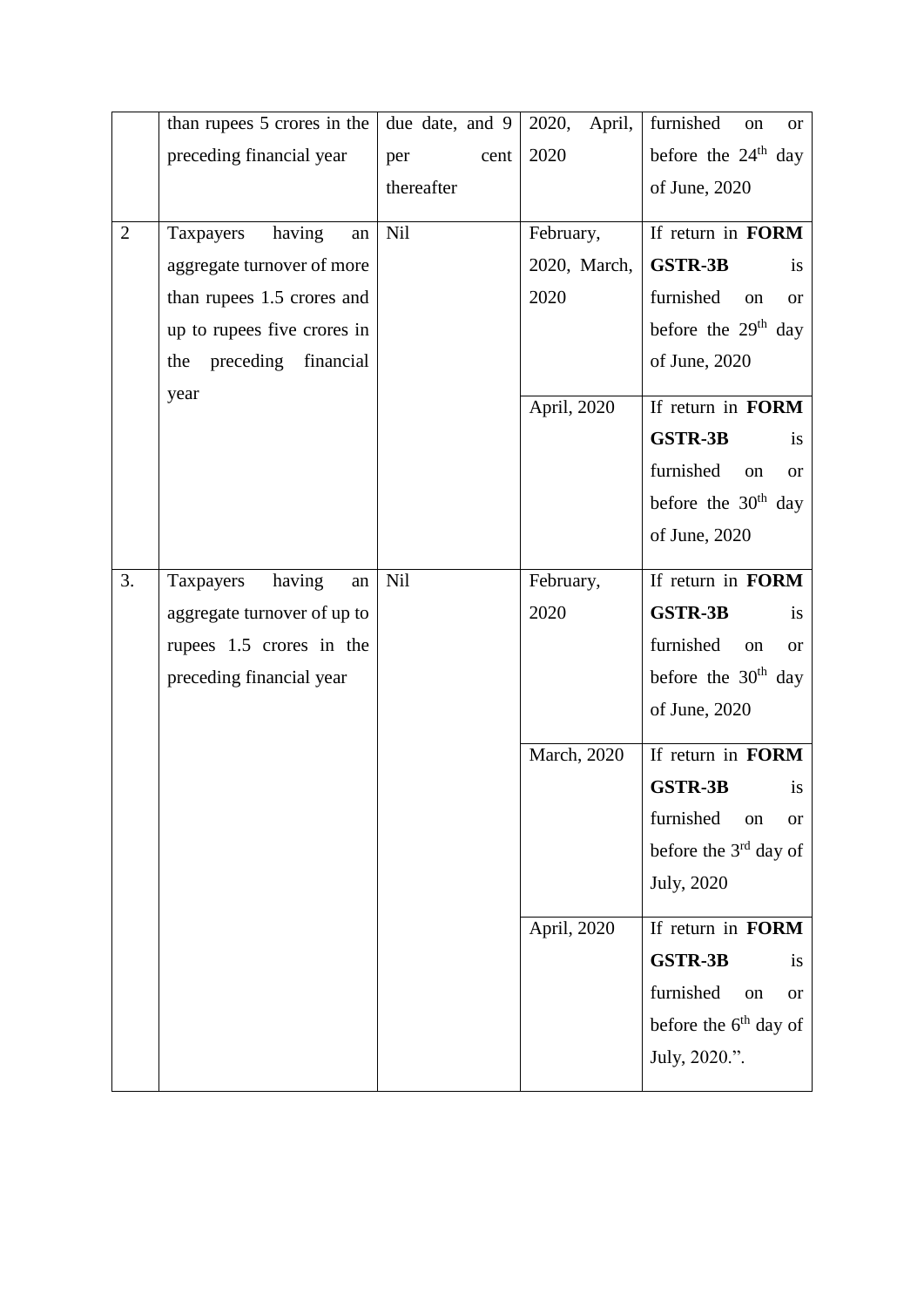|  | than rupees 5 crores in the preceding financial year | due date, and 9 per cent thereafter | 2020, April, 2020 | furnished on or before the 24th day of June, 2020 |
|---|---|---|---|---|
| 2 | Taxpayers having an aggregate turnover of more than rupees 1.5 crores and up to rupees five crores in the preceding financial year | Nil | February, 2020, March, 2020 | If return in **FORM GSTR-3B** is furnished on or before the 29th day of June, 2020 |
|  |  |  | April, 2020 | If return in **FORM GSTR-3B** is furnished on or before the 30th day of June, 2020 |
| 3. | Taxpayers having an aggregate turnover of up to rupees 1.5 crores in the preceding financial year | Nil | February, 2020 | If return in **FORM GSTR-3B** is furnished on or before the 30th day of June, 2020 |
|  |  |  | March, 2020 | If return in **FORM GSTR-3B** is furnished on or before the 3rd day of July, 2020 |
|  |  |  | April, 2020 | If return in **FORM GSTR-3B** is furnished on or before the 6th day of July, 2020.”. |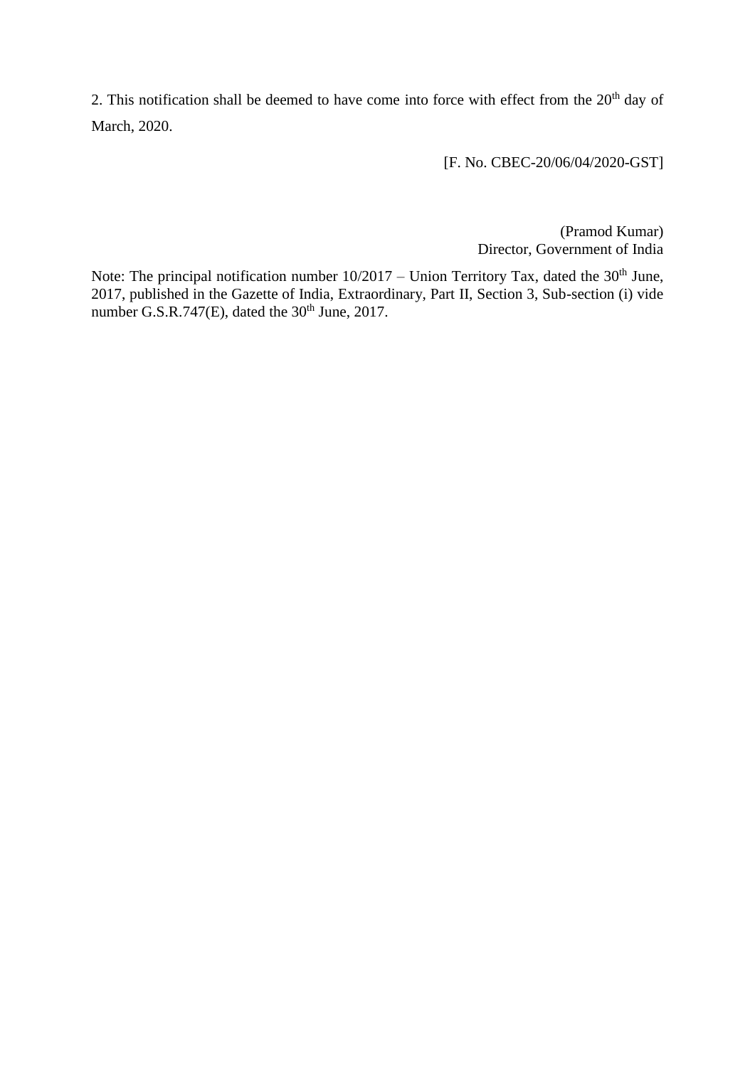2. This notification shall be deemed to have come into force with effect from the 20th day of March, 2020.

[F. No. CBEC-20/06/04/2020-GST]

(Pramod Kumar)
Director, Government of India

Note: The principal notification number 10/2017 – Union Territory Tax, dated the 30th June, 2017, published in the Gazette of India, Extraordinary, Part II, Section 3, Sub-section (i) vide number G.S.R.747(E), dated the 30th June, 2017.